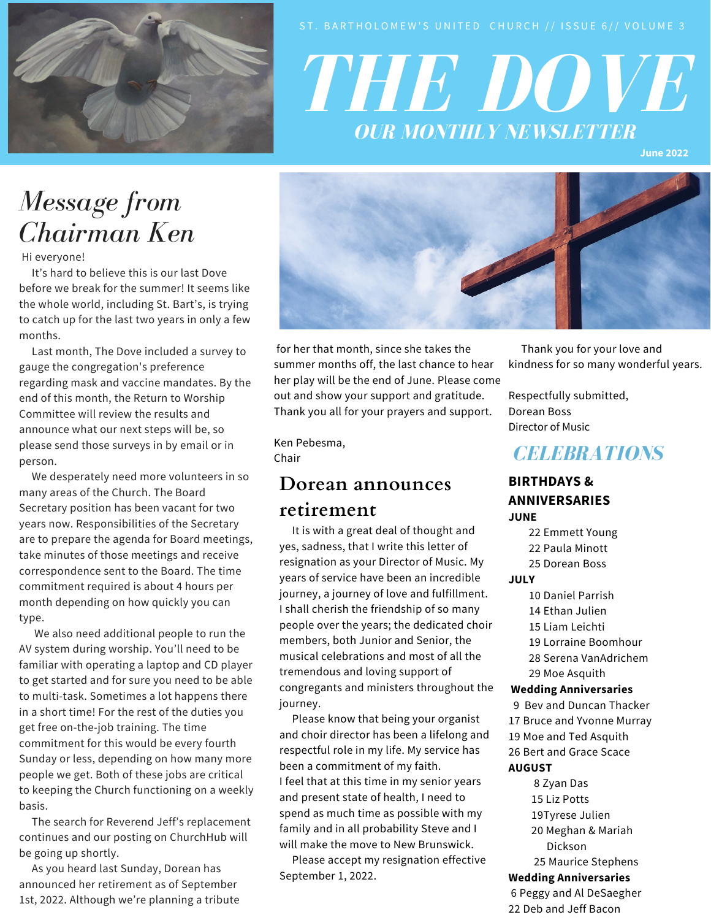ST. BARTHOLOMEW'S UNITED CHURCH // ISSUE 6// VOLUME 3

# THE DOVE

## OUR MONTHLY NEWSLETTER

June 2022

## Message from Chairman Ken

Hi everyone!

It's hard to believe this is our last Dove before we break for the summer! It seems like the whole world, including St. Bart's, is trying to catch up for the last two years in only a few months.

Last month, The Dove included a survey to gauge the congregation's preference regarding mask and vaccine mandates. By the end of this month, the Return to Worship Committee will review the results and announce what our next steps will be, so please send those surveys in by email or in person.

We desperately need more volunteers in so many areas of the Church. The Board Secretary position has been vacant for two years now. Responsibilities of the Secretary are to prepare the agenda for Board meetings, take minutes of those meetings and receive correspondence sent to the Board. The time commitment required is about 4 hours per month depending on how quickly you can type.

We also need additional people to run the AV system during worship. You'll need to be familiar with operating a laptop and CD player to get started and for sure you need to be able to multi-task. Sometimes a lot happens there in a short time! For the rest of the duties you get free on-the-job training. The time commitment for this would be every fourth Sunday or less, depending on how many more people we get. Both of these jobs are critical to keeping the Church functioning on a weekly basis.

The search for Reverend Jeff's replacement continues and our posting on ChurchHub will be going up shortly.

As you heard last Sunday, Dorean has announced her retirement as of September 1st, 2022. Although we're planning a tribute for her that month, since she takes the summer months off, the last chance to hear her play will be the end of June. Please come out and show your support and gratitude. Thank you all for your prayers and support.

Ken Pebesma,
Chair

## Dorean announces retirement

It is with a great deal of thought and yes, sadness, that I write this letter of resignation as your Director of Music. My years of service have been an incredible journey, a journey of love and fulfillment. I shall cherish the friendship of so many people over the years; the dedicated choir members, both Junior and Senior, the musical celebrations and most of all the tremendous and loving support of congregants and ministers throughout the journey.

Please know that being your organist and choir director has been a lifelong and respectful role in my life. My service has been a commitment of my faith.
I feel that at this time in my senior years and present state of health, I need to spend as much time as possible with my family and in all probability Steve and I will make the move to New Brunswick.

Please accept my resignation effective September 1, 2022.

Thank you for your love and kindness for so many wonderful years.

Respectfully submitted,
Dorean Boss
Director of Music

## CELEBRATIONS

### BIRTHDAYS & ANNIVERSARIES

**JUNE**

22 Emmett Young
22 Paula Minott
25 Dorean Boss

**JULY**

10 Daniel Parrish
14 Ethan Julien
15 Liam Leichti
19 Lorraine Boomhour
28 Serena VanAdrichem
29 Moe Asquith

**Wedding Anniversaries**

9 Bev and Duncan Thacker
17 Bruce and Yvonne Murray
19 Moe and Ted Asquith
26 Bert and Grace Scace

**AUGUST**

8 Zyan Das
15 Liz Potts
19Tyrese Julien
20 Meghan & Mariah Dickson
25 Maurice Stephens

**Wedding Anniversaries**

6 Peggy and Al DeSaegher
22 Deb and Jeff Bacon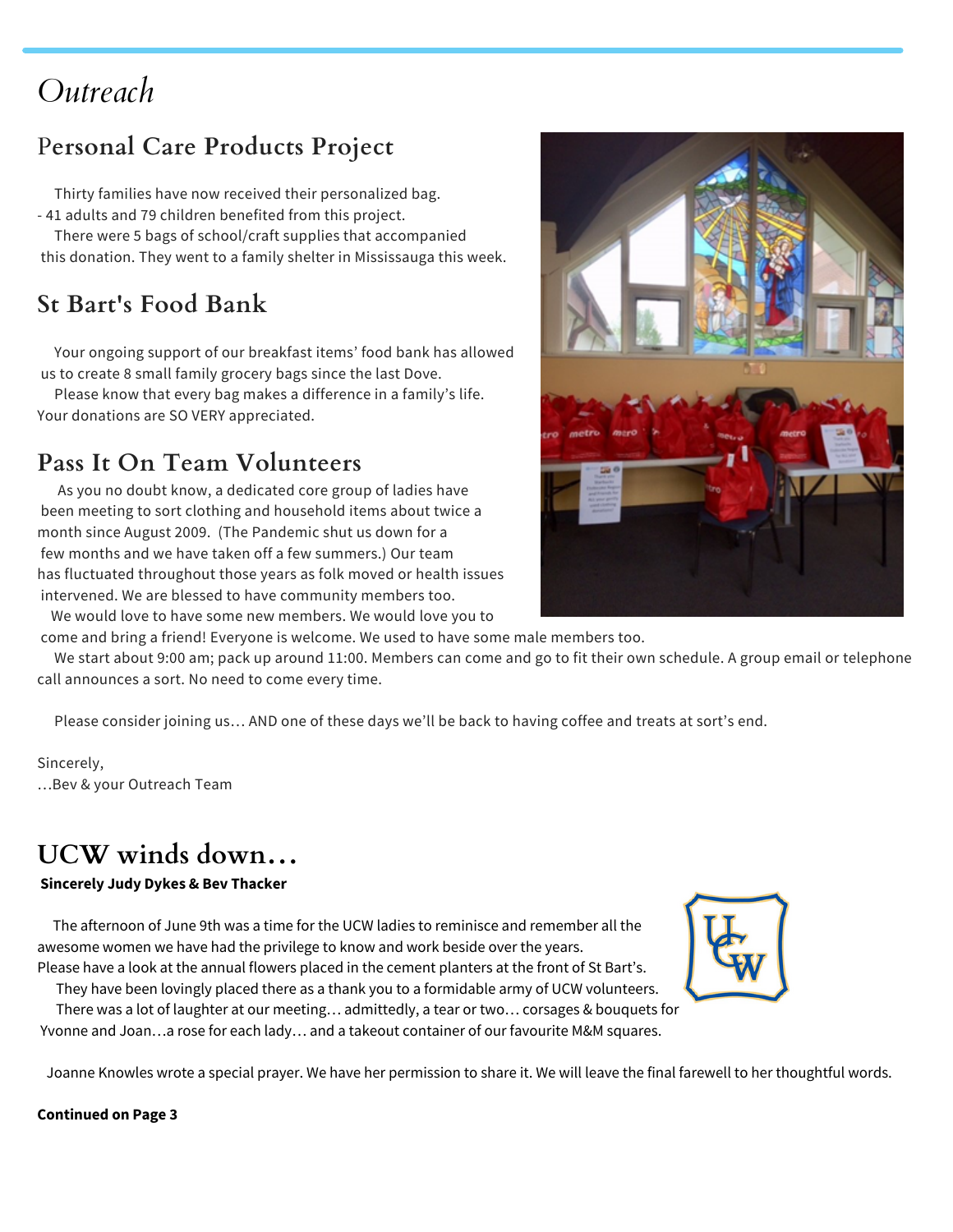# *Outreach*

## Personal Care Products Project

Thirty families have now received their personalized bag.
- 41 adults and 79 children benefited from this project.

There were 5 bags of school/craft supplies that accompanied this donation. They went to a family shelter in Mississauga this week.

## St Bart's Food Bank

Your ongoing support of our breakfast items' food bank has allowed us to create 8 small family grocery bags since the last Dove.

Please know that every bag makes a difference in a family's life. Your donations are SO VERY appreciated.

## Pass It On Team Volunteers

As you no doubt know, a dedicated core group of ladies have been meeting to sort clothing and household items about twice a month since August 2009. (The Pandemic shut us down for a few months and we have taken off a few summers.) Our team has fluctuated throughout those years as folk moved or health issues intervened. We are blessed to have community members too.

We would love to have some new members. We would love you to come and bring a friend! Everyone is welcome. We used to have some male members too.

We start about 9:00 am; pack up around 11:00. Members can come and go to fit their own schedule. A group email or telephone call announces a sort. No need to come every time.

Please consider joining us… AND one of these days we'll be back to having coffee and treats at sort's end.

Sincerely,
…Bev & your Outreach Team

# UCW winds down…

**Sincerely Judy Dykes & Bev Thacker**

The afternoon of June 9th was a time for the UCW ladies to reminisce and remember all the awesome women we have had the privilege to know and work beside over the years.
Please have a look at the annual flowers placed in the cement planters at the front of St Bart's.

They have been lovingly placed there as a thank you to a formidable army of UCW volunteers.

There was a lot of laughter at our meeting… admittedly, a tear or two… corsages & bouquets for Yvonne and Joan…a rose for each lady… and a takeout container of our favourite M&M squares.

Joanne Knowles wrote a special prayer. We have her permission to share it. We will leave the final farewell to her thoughtful words.

**Continued on Page 3**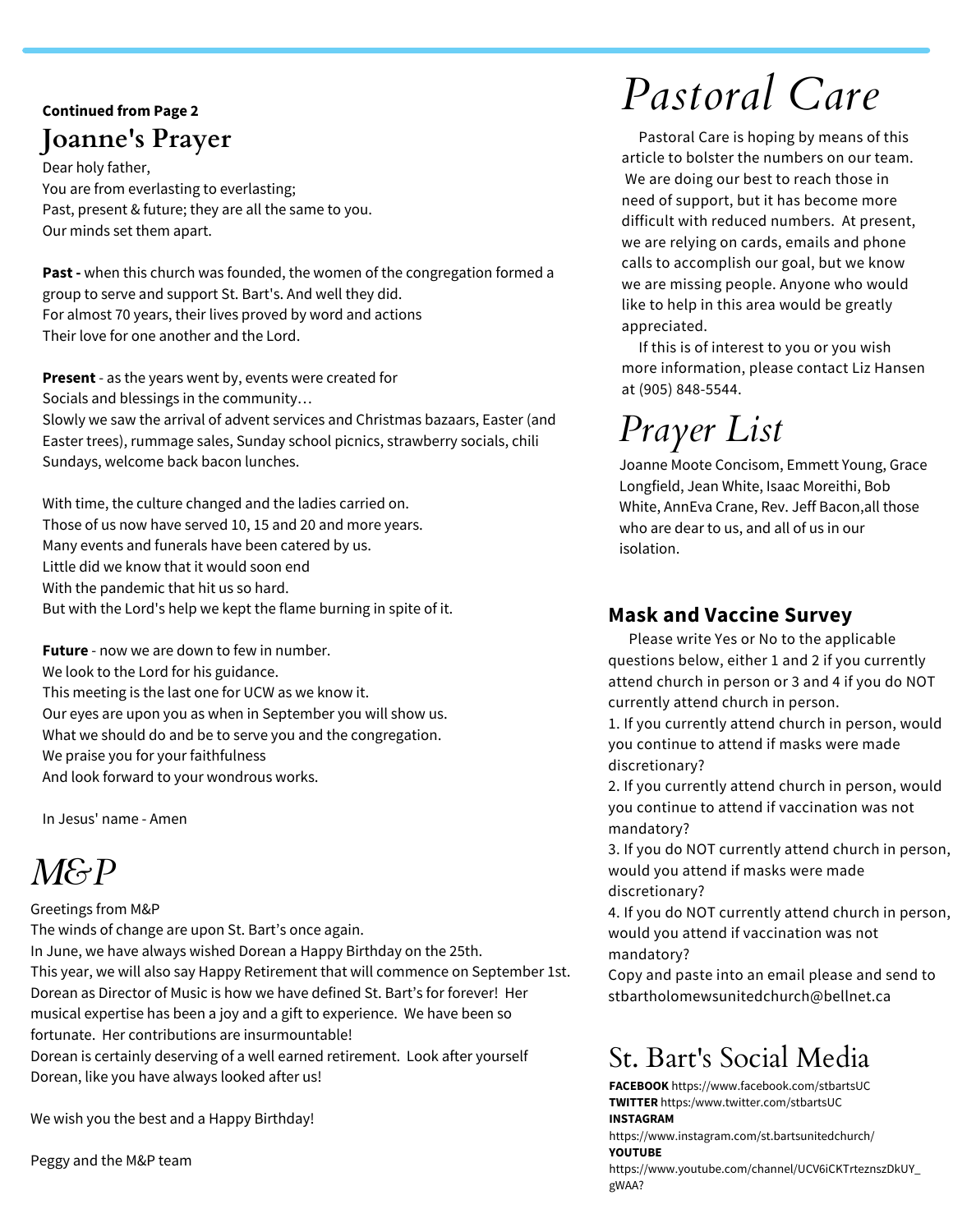**Continued from Page 2**

## Joanne's Prayer

Dear holy father,
You are from everlasting to everlasting;
Past, present & future; they are all the same to you.
Our minds set them apart.

**Past -** when this church was founded, the women of the congregation formed a group to serve and support St. Bart's. And well they did.
For almost 70 years, their lives proved by word and actions
Their love for one another and the Lord.

**Present** - as the years went by, events were created for
Socials and blessings in the community…
Slowly we saw the arrival of advent services and Christmas bazaars, Easter (and Easter trees), rummage sales, Sunday school picnics, strawberry socials, chili Sundays, welcome back bacon lunches.

With time, the culture changed and the ladies carried on.
Those of us now have served 10, 15 and 20 and more years.
Many events and funerals have been catered by us.
Little did we know that it would soon end
With the pandemic that hit us so hard.
But with the Lord's help we kept the flame burning in spite of it.

**Future** - now we are down to few in number.
We look to the Lord for his guidance.
This meeting is the last one for UCW as we know it.
Our eyes are upon you as when in September you will show us.
What we should do and be to serve you and the congregation.
We praise you for your faithfulness
And look forward to your wondrous works.

In Jesus' name - Amen

# *M&P*

Greetings from M&P
The winds of change are upon St. Bart's once again.
In June, we have always wished Dorean a Happy Birthday on the 25th.
This year, we will also say Happy Retirement that will commence on September 1st. Dorean as Director of Music is how we have defined St. Bart's for forever! Her musical expertise has been a joy and a gift to experience. We have been so fortunate. Her contributions are insurmountable!
Dorean is certainly deserving of a well earned retirement. Look after yourself Dorean, like you have always looked after us!

We wish you the best and a Happy Birthday!

Peggy and the M&P team

# *Pastoral Care*

Pastoral Care is hoping by means of this article to bolster the numbers on our team. We are doing our best to reach those in need of support, but it has become more difficult with reduced numbers. At present, we are relying on cards, emails and phone calls to accomplish our goal, but we know we are missing people. Anyone who would like to help in this area would be greatly appreciated.

If this is of interest to you or you wish more information, please contact Liz Hansen at (905) 848-5544.

# *Prayer List*

Joanne Moote Concisom, Emmett Young, Grace Longfield, Jean White, Isaac Moreithi, Bob White, AnnEva Crane, Rev. Jeff Bacon,all those who are dear to us, and all of us in our isolation.

## Mask and Vaccine Survey

Please write Yes or No to the applicable questions below, either 1 and 2 if you currently attend church in person or 3 and 4 if you do NOT currently attend church in person.

1. If you currently attend church in person, would you continue to attend if masks were made discretionary?
2. If you currently attend church in person, would you continue to attend if vaccination was not mandatory?
3. If you do NOT currently attend church in person, would you attend if masks were made discretionary?
4. If you do NOT currently attend church in person, would you attend if vaccination was not mandatory?

Copy and paste into an email please and send to stbartholomewsunitedchurch@bellnet.ca

# St. Bart's Social Media

**FACEBOOK** https://www.facebook.com/stbartsUC
**TWITTER** https:/www.twitter.com/stbartsUC
**INSTAGRAM**
https://www.instagram.com/st.bartsunitedchurch/
**YOUTUBE**
https://www.youtube.com/channel/UCV6iCKTrteznszDkUY_gWAA?